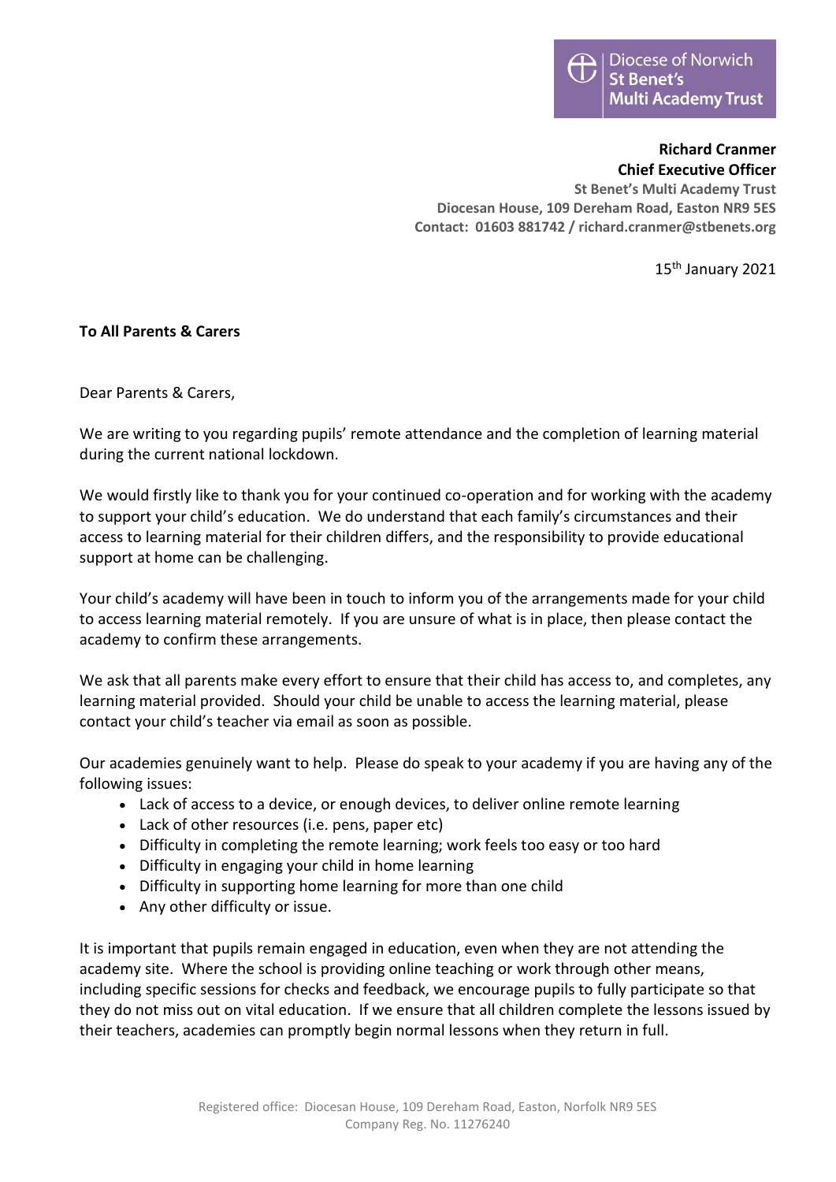Diocese of Norwich
St Benet's
Multi Academy Trust

**Richard Cranmer**
**Chief Executive Officer**
**St Benet's Multi Academy Trust**
**Diocesan House, 109 Dereham Road, Easton NR9 5ES**
**Contact: 01603 881742 / richard.cranmer@stbenets.org**

15th January 2021

**To All Parents & Carers**

Dear Parents & Carers,

We are writing to you regarding pupils' remote attendance and the completion of learning material during the current national lockdown.

We would firstly like to thank you for your continued co-operation and for working with the academy to support your child's education. We do understand that each family's circumstances and their access to learning material for their children differs, and the responsibility to provide educational support at home can be challenging.

Your child's academy will have been in touch to inform you of the arrangements made for your child to access learning material remotely. If you are unsure of what is in place, then please contact the academy to confirm these arrangements.

We ask that all parents make every effort to ensure that their child has access to, and completes, any learning material provided. Should your child be unable to access the learning material, please contact your child's teacher via email as soon as possible.

Our academies genuinely want to help. Please do speak to your academy if you are having any of the following issues:

- Lack of access to a device, or enough devices, to deliver online remote learning
- Lack of other resources (i.e. pens, paper etc)
- Difficulty in completing the remote learning; work feels too easy or too hard
- Difficulty in engaging your child in home learning
- Difficulty in supporting home learning for more than one child
- Any other difficulty or issue.

It is important that pupils remain engaged in education, even when they are not attending the academy site. Where the school is providing online teaching or work through other means, including specific sessions for checks and feedback, we encourage pupils to fully participate so that they do not miss out on vital education. If we ensure that all children complete the lessons issued by their teachers, academies can promptly begin normal lessons when they return in full.

Registered office: Diocesan House, 109 Dereham Road, Easton, Norfolk NR9 5ES
Company Reg. No. 11276240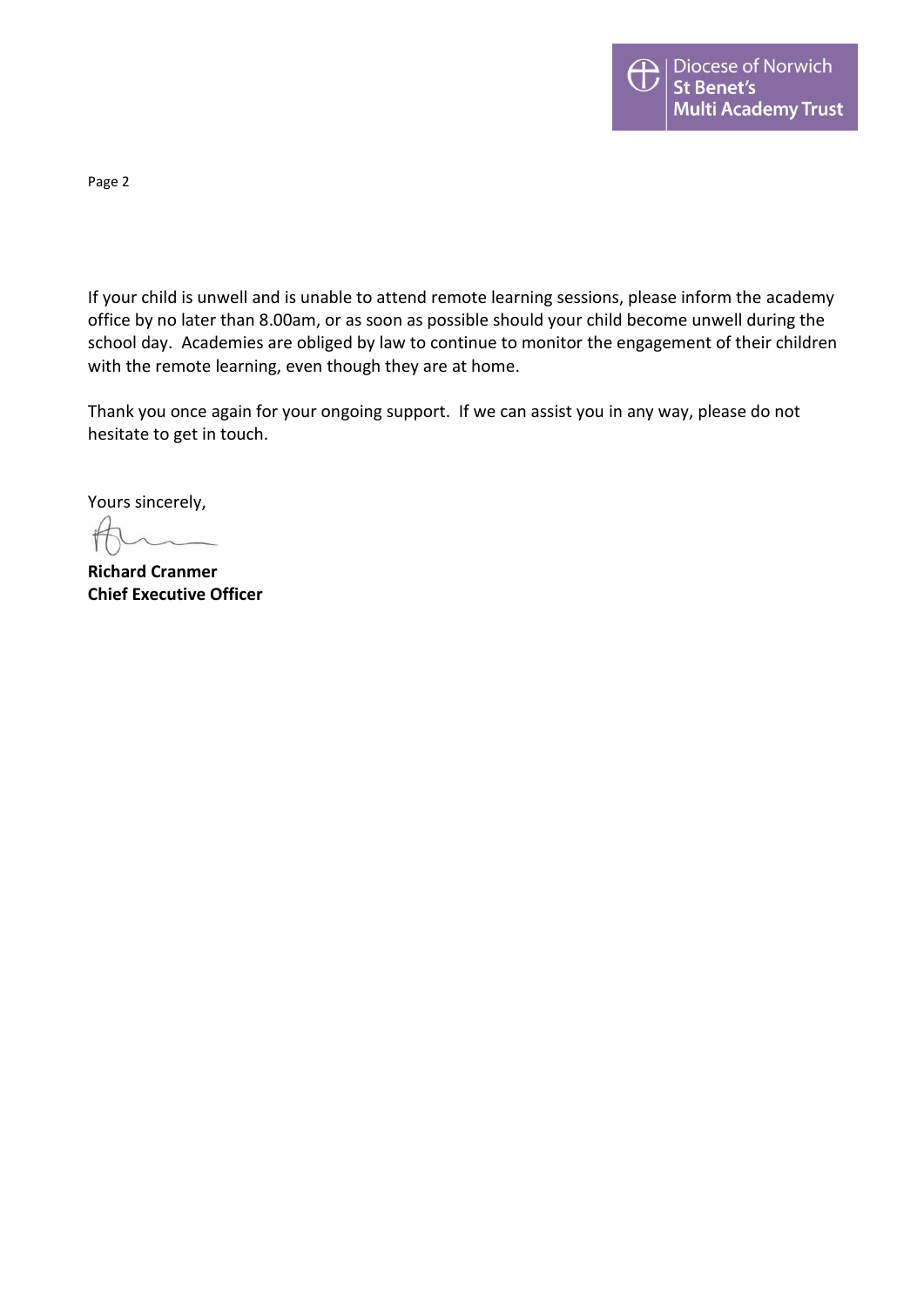If your child is unwell and is unable to attend remote learning sessions, please inform the academy office by no later than 8.00am, or as soon as possible should your child become unwell during the school day. Academies are obliged by law to continue to monitor the engagement of their children with the remote learning, even though they are at home.

Thank you once again for your ongoing support. If we can assist you in any way, please do not hesitate to get in touch.

Yours sincerely,

**Richard Cranmer**
**Chief Executive Officer**